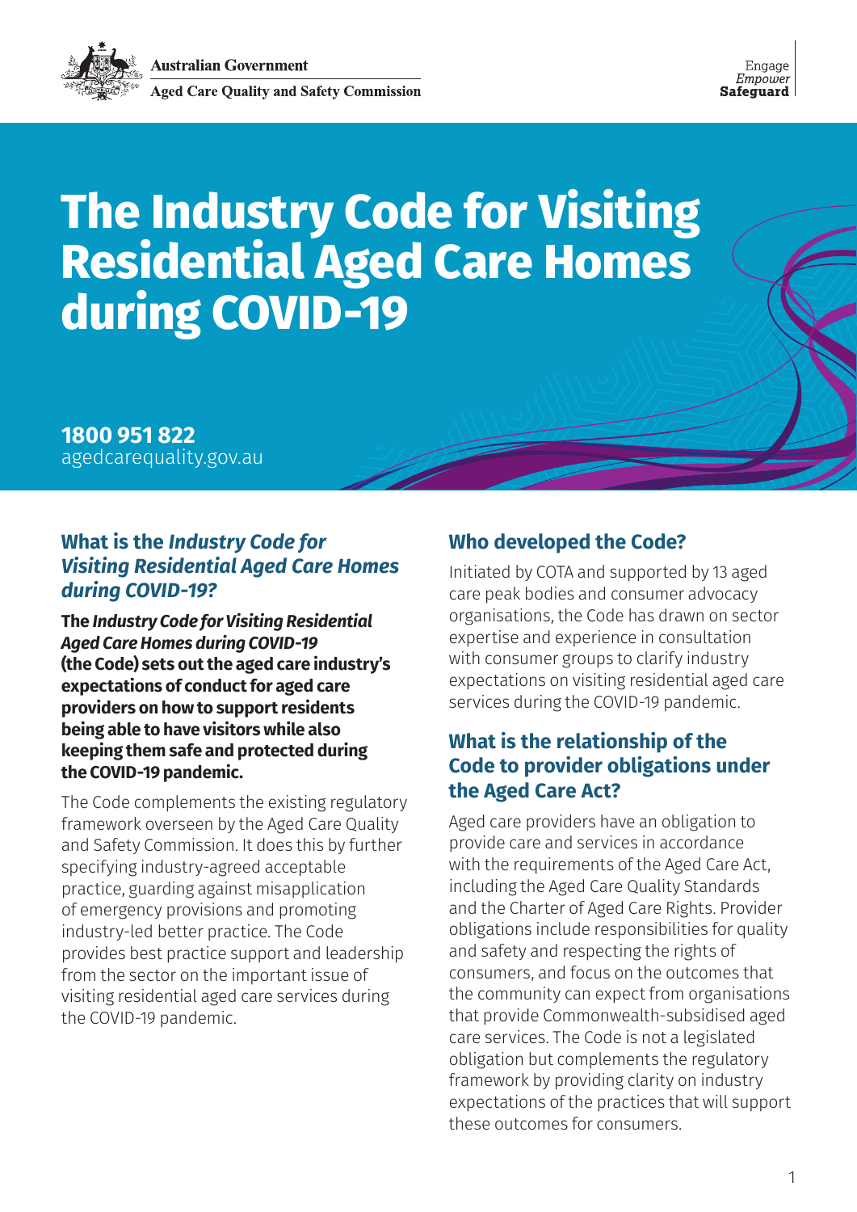Australian Government
Aged Care Quality and Safety Commission

Engage
*Empower*
**Safeguard**

# The Industry Code for Visiting Residential Aged Care Homes during COVID-19

**1800 951 822**
agedcarequality.gov.au

## What is the *Industry Code for Visiting Residential Aged Care Homes during COVID-19?*

**The *Industry Code for Visiting Residential Aged Care Homes during COVID-19* (the Code) sets out the aged care industry's expectations of conduct for aged care providers on how to support residents being able to have visitors while also keeping them safe and protected during the COVID-19 pandemic.**

The Code complements the existing regulatory framework overseen by the Aged Care Quality and Safety Commission. It does this by further specifying industry-agreed acceptable practice, guarding against misapplication of emergency provisions and promoting industry-led better practice. The Code provides best practice support and leadership from the sector on the important issue of visiting residential aged care services during the COVID-19 pandemic.

## Who developed the Code?

Initiated by COTA and supported by 13 aged care peak bodies and consumer advocacy organisations, the Code has drawn on sector expertise and experience in consultation with consumer groups to clarify industry expectations on visiting residential aged care services during the COVID-19 pandemic.

## What is the relationship of the Code to provider obligations under the Aged Care Act?

Aged care providers have an obligation to provide care and services in accordance with the requirements of the Aged Care Act, including the Aged Care Quality Standards and the Charter of Aged Care Rights. Provider obligations include responsibilities for quality and safety and respecting the rights of consumers, and focus on the outcomes that the community can expect from organisations that provide Commonwealth-subsidised aged care services. The Code is not a legislated obligation but complements the regulatory framework by providing clarity on industry expectations of the practices that will support these outcomes for consumers.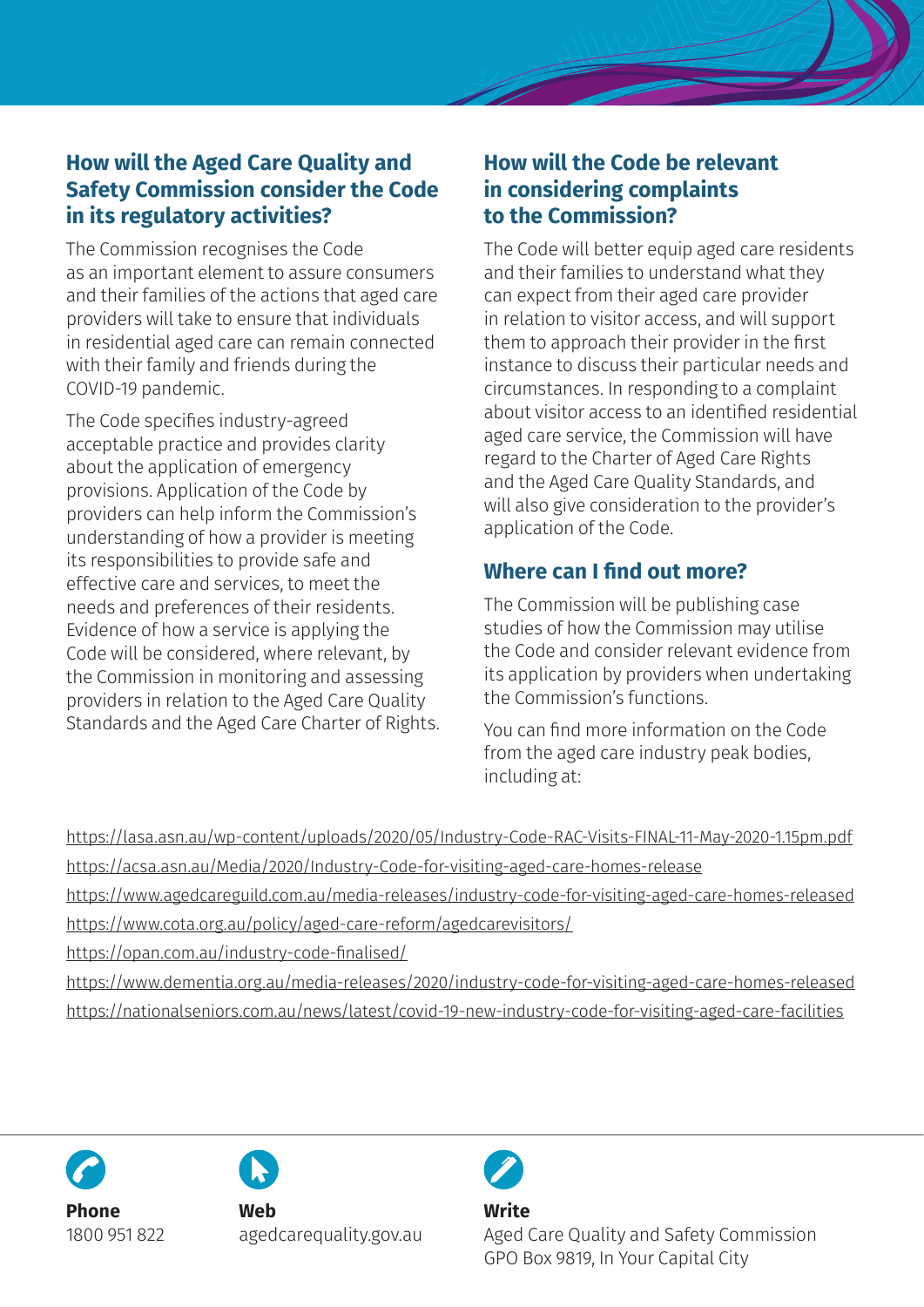## How will the Aged Care Quality and Safety Commission consider the Code in its regulatory activities?

The Commission recognises the Code as an important element to assure consumers and their families of the actions that aged care providers will take to ensure that individuals in residential aged care can remain connected with their family and friends during the COVID-19 pandemic.

The Code specifies industry-agreed acceptable practice and provides clarity about the application of emergency provisions. Application of the Code by providers can help inform the Commission's understanding of how a provider is meeting its responsibilities to provide safe and effective care and services, to meet the needs and preferences of their residents. Evidence of how a service is applying the Code will be considered, where relevant, by the Commission in monitoring and assessing providers in relation to the Aged Care Quality Standards and the Aged Care Charter of Rights.

## How will the Code be relevant in considering complaints to the Commission?

The Code will better equip aged care residents and their families to understand what they can expect from their aged care provider in relation to visitor access, and will support them to approach their provider in the first instance to discuss their particular needs and circumstances. In responding to a complaint about visitor access to an identified residential aged care service, the Commission will have regard to the Charter of Aged Care Rights and the Aged Care Quality Standards, and will also give consideration to the provider's application of the Code.

## Where can I find out more?

The Commission will be publishing case studies of how the Commission may utilise the Code and consider relevant evidence from its application by providers when undertaking the Commission's functions.

You can find more information on the Code from the aged care industry peak bodies, including at:

https://lasa.asn.au/wp-content/uploads/2020/05/Industry-Code-RAC-Visits-FINAL-11-May-2020-1.15pm.pdf

https://acsa.asn.au/Media/2020/Industry-Code-for-visiting-aged-care-homes-release

https://www.agedcareguild.com.au/media-releases/industry-code-for-visiting-aged-care-homes-released

https://www.cota.org.au/policy/aged-care-reform/agedcarevisitors/

https://opan.com.au/industry-code-finalised/

https://www.dementia.org.au/media-releases/2020/industry-code-for-visiting-aged-care-homes-released

https://nationalseniors.com.au/news/latest/covid-19-new-industry-code-for-visiting-aged-care-facilities

**Phone**
1800 951 822

**Web**
agedcarequality.gov.au

**Write**
Aged Care Quality and Safety Commission
GPO Box 9819, In Your Capital City